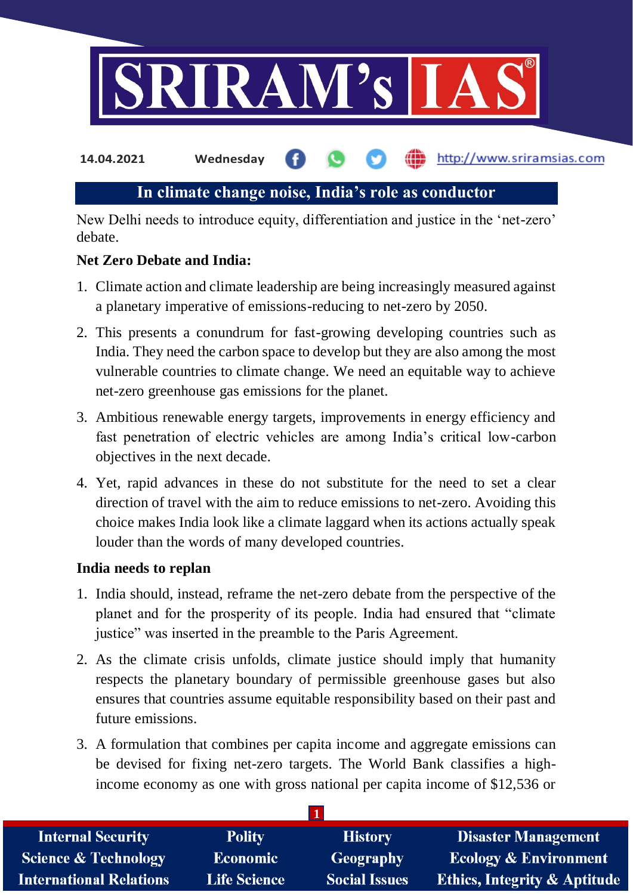14.04.2021 Wednesday http://www.sriramsias.com

## In climate change noise, India's role as conductor

New Delhi needs to introduce equity, differentiation and justice in the 'net-zero' debate.

**Net Zero Debate and India:**

1. Climate action and climate leadership are being increasingly measured against a planetary imperative of emissions-reducing to net-zero by 2050.
2. This presents a conundrum for fast-growing developing countries such as India. They need the carbon space to develop but they are also among the most vulnerable countries to climate change. We need an equitable way to achieve net-zero greenhouse gas emissions for the planet.
3. Ambitious renewable energy targets, improvements in energy efficiency and fast penetration of electric vehicles are among India's critical low-carbon objectives in the next decade.
4. Yet, rapid advances in these do not substitute for the need to set a clear direction of travel with the aim to reduce emissions to net-zero. Avoiding this choice makes India look like a climate laggard when its actions actually speak louder than the words of many developed countries.

**India needs to replan**

1. India should, instead, reframe the net-zero debate from the perspective of the planet and for the prosperity of its people. India had ensured that "climate justice" was inserted in the preamble to the Paris Agreement.
2. As the climate crisis unfolds, climate justice should imply that humanity respects the planetary boundary of permissible greenhouse gases but also ensures that countries assume equitable responsibility based on their past and future emissions.
3. A formulation that combines per capita income and aggregate emissions can be devised for fixing net-zero targets. The World Bank classifies a high-income economy as one with gross national per capita income of $12,536 or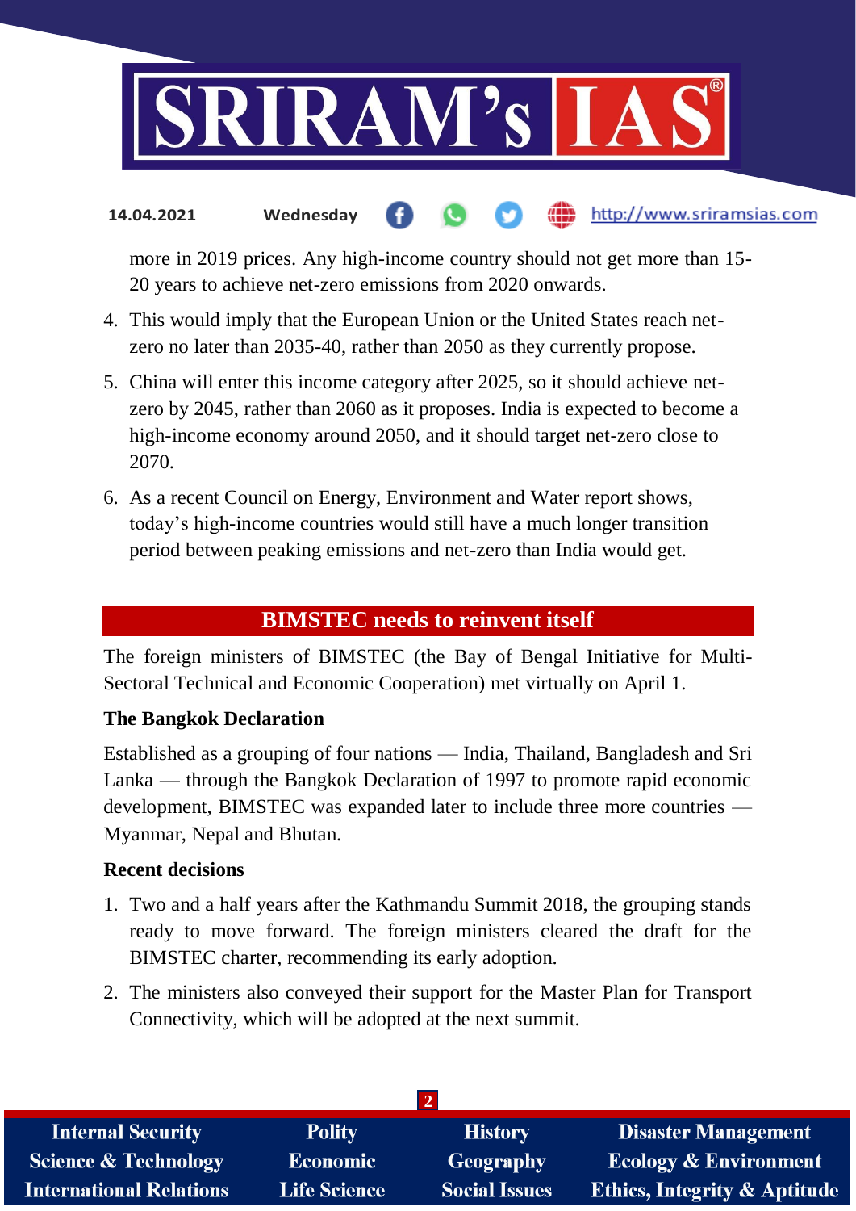more in 2019 prices. Any high-income country should not get more than 15-20 years to achieve net-zero emissions from 2020 onwards.

4. This would imply that the European Union or the United States reach net-zero no later than 2035-40, rather than 2050 as they currently propose.
5. China will enter this income category after 2025, so it should achieve net-zero by 2045, rather than 2060 as it proposes. India is expected to become a high-income economy around 2050, and it should target net-zero close to 2070.
6. As a recent Council on Energy, Environment and Water report shows, today's high-income countries would still have a much longer transition period between peaking emissions and net-zero than India would get.

## BIMSTEC needs to reinvent itself

The foreign ministers of BIMSTEC (the Bay of Bengal Initiative for Multi-Sectoral Technical and Economic Cooperation) met virtually on April 1.

### The Bangkok Declaration

Established as a grouping of four nations — India, Thailand, Bangladesh and Sri Lanka — through the Bangkok Declaration of 1997 to promote rapid economic development, BIMSTEC was expanded later to include three more countries — Myanmar, Nepal and Bhutan.

### Recent decisions

1. Two and a half years after the Kathmandu Summit 2018, the grouping stands ready to move forward. The foreign ministers cleared the draft for the BIMSTEC charter, recommending its early adoption.
2. The ministers also conveyed their support for the Master Plan for Transport Connectivity, which will be adopted at the next summit.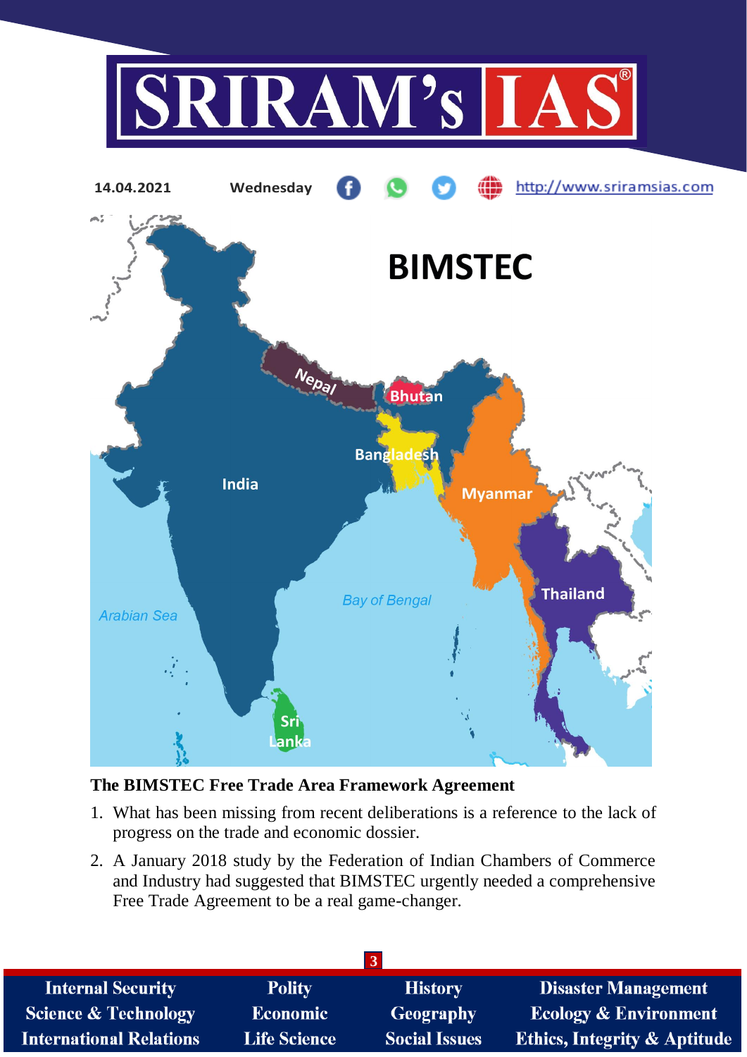## BIMSTEC

**The BIMSTEC Free Trade Area Framework Agreement**

1. What has been missing from recent deliberations is a reference to the lack of progress on the trade and economic dossier.
2. A January 2018 study by the Federation of Indian Chambers of Commerce and Industry had suggested that BIMSTEC urgently needed a comprehensive Free Trade Agreement to be a real game-changer.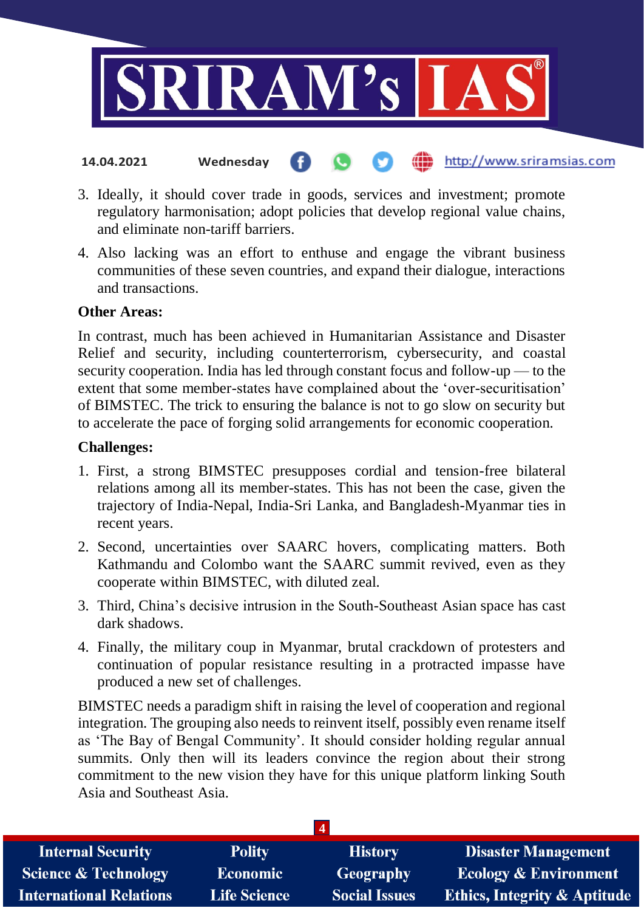3. Ideally, it should cover trade in goods, services and investment; promote regulatory harmonisation; adopt policies that develop regional value chains, and eliminate non-tariff barriers.
4. Also lacking was an effort to enthuse and engage the vibrant business communities of these seven countries, and expand their dialogue, interactions and transactions.

**Other Areas:**

In contrast, much has been achieved in Humanitarian Assistance and Disaster Relief and security, including counterterrorism, cybersecurity, and coastal security cooperation. India has led through constant focus and follow-up — to the extent that some member-states have complained about the 'over-securitisation' of BIMSTEC. The trick to ensuring the balance is not to go slow on security but to accelerate the pace of forging solid arrangements for economic cooperation.

**Challenges:**

1. First, a strong BIMSTEC presupposes cordial and tension-free bilateral relations among all its member-states. This has not been the case, given the trajectory of India-Nepal, India-Sri Lanka, and Bangladesh-Myanmar ties in recent years.
2. Second, uncertainties over SAARC hovers, complicating matters. Both Kathmandu and Colombo want the SAARC summit revived, even as they cooperate within BIMSTEC, with diluted zeal.
3. Third, China's decisive intrusion in the South-Southeast Asian space has cast dark shadows.
4. Finally, the military coup in Myanmar, brutal crackdown of protesters and continuation of popular resistance resulting in a protracted impasse have produced a new set of challenges.

BIMSTEC needs a paradigm shift in raising the level of cooperation and regional integration. The grouping also needs to reinvent itself, possibly even rename itself as 'The Bay of Bengal Community'. It should consider holding regular annual summits. Only then will its leaders convince the region about their strong commitment to the new vision they have for this unique platform linking South Asia and Southeast Asia.